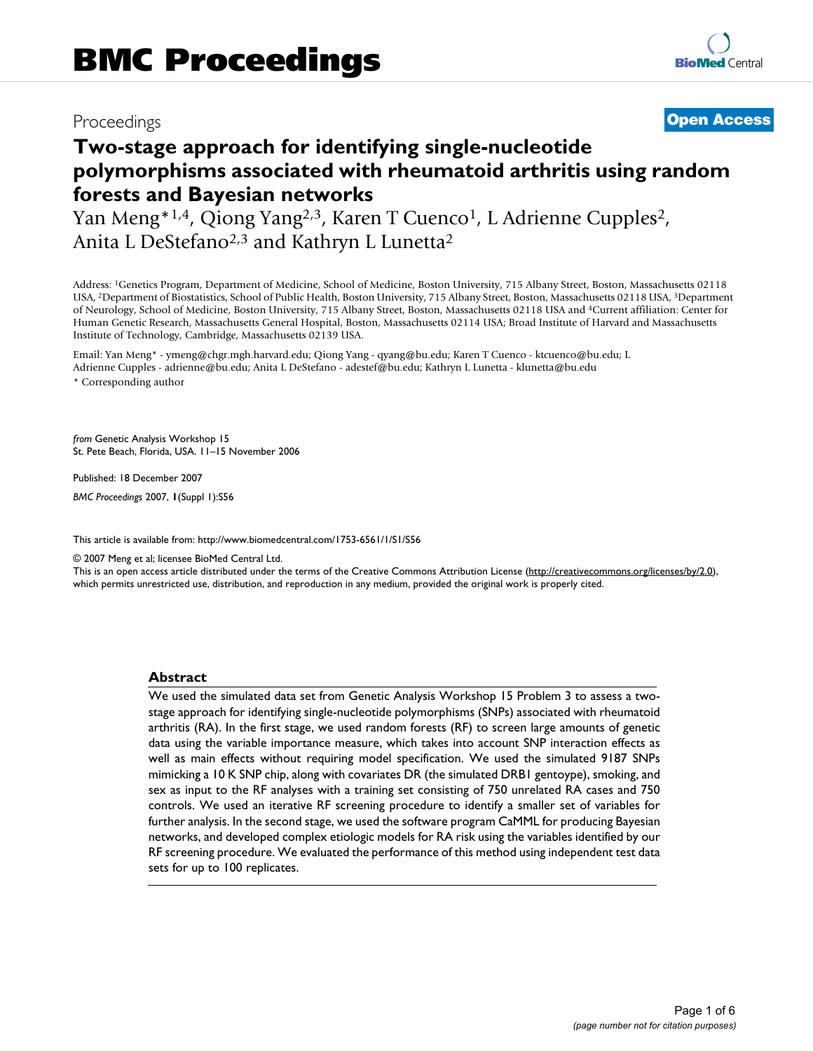# BMC Proceedings

Proceedings

**Open Access**

# Two-stage approach for identifying single-nucleotide polymorphisms associated with rheumatoid arthritis using random forests and Bayesian networks

Yan Meng*[1,4], Qiong Yang[2,3], Karen T Cuenco[1], L Adrienne Cupples[2], Anita L DeStefano[2,3] and Kathryn L Lunetta[2]

Address: [1]Genetics Program, Department of Medicine, School of Medicine, Boston University, 715 Albany Street, Boston, Massachusetts 02118 USA, [2]Department of Biostatistics, School of Public Health, Boston University, 715 Albany Street, Boston, Massachusetts 02118 USA, [3]Department of Neurology, School of Medicine, Boston University, 715 Albany Street, Boston, Massachusetts 02118 USA and [4]Current affiliation: Center for Human Genetic Research, Massachusetts General Hospital, Boston, Massachusetts 02114 USA; Broad Institute of Harvard and Massachusetts Institute of Technology, Cambridge, Massachusetts 02139 USA.

Email: Yan Meng* - ymeng@chgr.mgh.harvard.edu; Qiong Yang - qyang@bu.edu; Karen T Cuenco - ktcuenco@bu.edu; L Adrienne Cupples - adrienne@bu.edu; Anita L DeStefano - adestef@bu.edu; Kathryn L Lunetta - klunetta@bu.edu

* Corresponding author

*from* Genetic Analysis Workshop 15
St. Pete Beach, Florida, USA. 11–15 November 2006

Published: 18 December 2007

*BMC Proceedings* 2007, **1**(Suppl 1):S56

This article is available from: http://www.biomedcentral.com/1753-6561/1/S1/S56

© 2007 Meng et al; licensee BioMed Central Ltd.
This is an open access article distributed under the terms of the Creative Commons Attribution License (http://creativecommons.org/licenses/by/2.0), which permits unrestricted use, distribution, and reproduction in any medium, provided the original work is properly cited.

## Abstract

We used the simulated data set from Genetic Analysis Workshop 15 Problem 3 to assess a two-stage approach for identifying single-nucleotide polymorphisms (SNPs) associated with rheumatoid arthritis (RA). In the first stage, we used random forests (RF) to screen large amounts of genetic data using the variable importance measure, which takes into account SNP interaction effects as well as main effects without requiring model specification. We used the simulated 9187 SNPs mimicking a 10 K SNP chip, along with covariates DR (the simulated DRB1 gentoype), smoking, and sex as input to the RF analyses with a training set consisting of 750 unrelated RA cases and 750 controls. We used an iterative RF screening procedure to identify a smaller set of variables for further analysis. In the second stage, we used the software program CaMML for producing Bayesian networks, and developed complex etiologic models for RA risk using the variables identified by our RF screening procedure. We evaluated the performance of this method using independent test data sets for up to 100 replicates.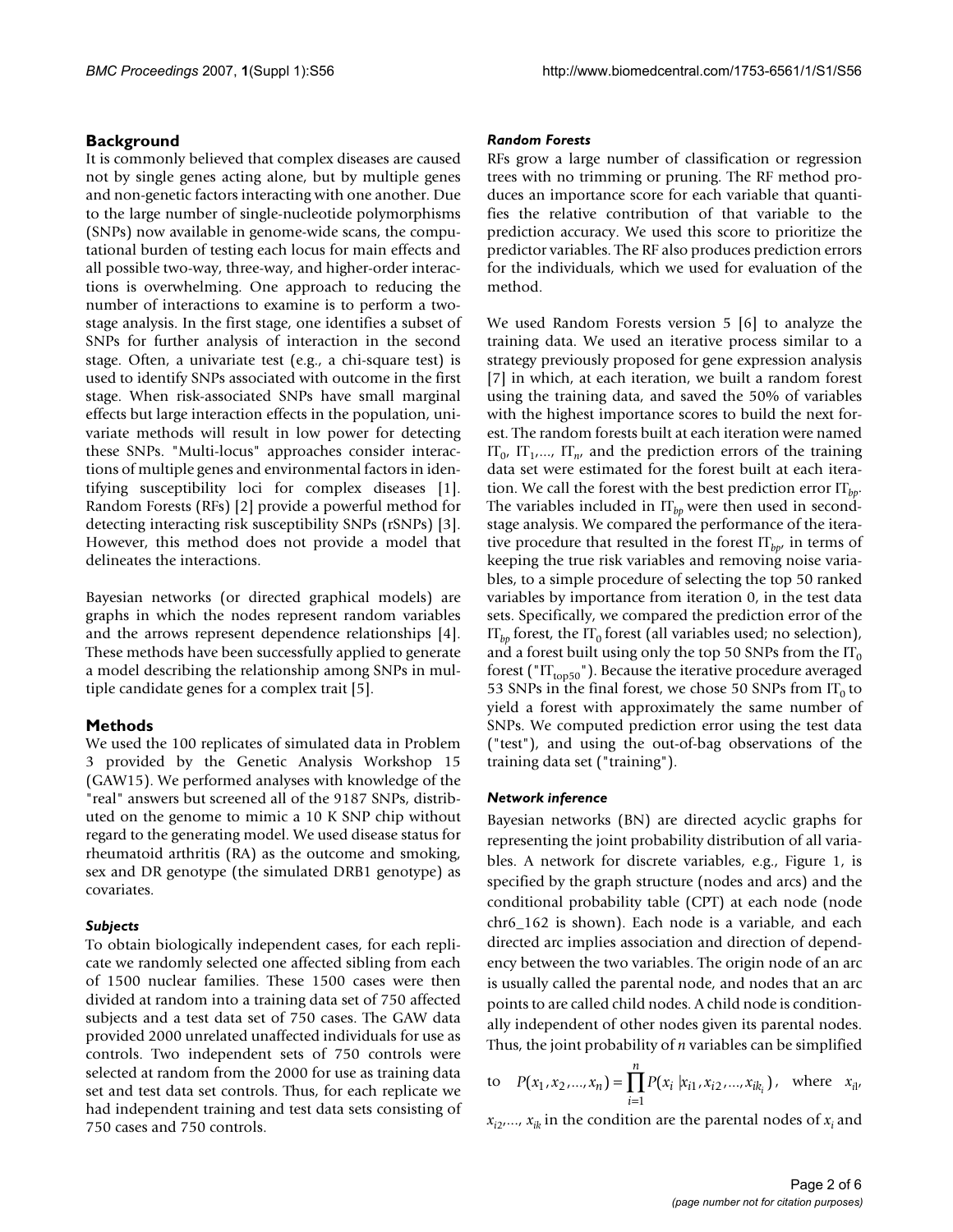## Background

It is commonly believed that complex diseases are caused not by single genes acting alone, but by multiple genes and non-genetic factors interacting with one another. Due to the large number of single-nucleotide polymorphisms (SNPs) now available in genome-wide scans, the computational burden of testing each locus for main effects and all possible two-way, three-way, and higher-order interactions is overwhelming. One approach to reducing the number of interactions to examine is to perform a two-stage analysis. In the first stage, one identifies a subset of SNPs for further analysis of interaction in the second stage. Often, a univariate test (e.g., a chi-square test) is used to identify SNPs associated with outcome in the first stage. When risk-associated SNPs have small marginal effects but large interaction effects in the population, univariate methods will result in low power for detecting these SNPs. "Multi-locus" approaches consider interactions of multiple genes and environmental factors in identifying susceptibility loci for complex diseases [1]. Random Forests (RFs) [2] provide a powerful method for detecting interacting risk susceptibility SNPs (rSNPs) [3]. However, this method does not provide a model that delineates the interactions.

Bayesian networks (or directed graphical models) are graphs in which the nodes represent random variables and the arrows represent dependence relationships [4]. These methods have been successfully applied to generate a model describing the relationship among SNPs in multiple candidate genes for a complex trait [5].

## Methods

We used the 100 replicates of simulated data in Problem 3 provided by the Genetic Analysis Workshop 15 (GAW15). We performed analyses with knowledge of the "real" answers but screened all of the 9187 SNPs, distributed on the genome to mimic a 10 K SNP chip without regard to the generating model. We used disease status for rheumatoid arthritis (RA) as the outcome and smoking, sex and DR genotype (the simulated DRB1 genotype) as covariates.

### *Subjects*

To obtain biologically independent cases, for each replicate we randomly selected one affected sibling from each of 1500 nuclear families. These 1500 cases were then divided at random into a training data set of 750 affected subjects and a test data set of 750 cases. The GAW data provided 2000 unrelated unaffected individuals for use as controls. Two independent sets of 750 controls were selected at random from the 2000 for use as training data set and test data set controls. Thus, for each replicate we had independent training and test data sets consisting of 750 cases and 750 controls.

### *Random Forests*

RFs grow a large number of classification or regression trees with no trimming or pruning. The RF method produces an importance score for each variable that quantifies the relative contribution of that variable to the prediction accuracy. We used this score to prioritize the predictor variables. The RF also produces prediction errors for the individuals, which we used for evaluation of the method.

We used Random Forests version 5 [6] to analyze the training data. We used an iterative process similar to a strategy previously proposed for gene expression analysis [7] in which, at each iteration, we built a random forest using the training data, and saved the 50% of variables with the highest importance scores to build the next forest. The random forests built at each iteration were named $\mathrm{IT}_0$, $\mathrm{IT}_1$,..., $\mathrm{IT}_n$, and the prediction errors of the training data set were estimated for the forest built at each iteration. We call the forest with the best prediction error $\mathrm{IT}_{bp}$. The variables included in $\mathrm{IT}_{bp}$ were then used in second-stage analysis. We compared the performance of the iterative procedure that resulted in the forest $\mathrm{IT}_{bp}$, in terms of keeping the true risk variables and removing noise variables, to a simple procedure of selecting the top 50 ranked variables by importance from iteration 0, in the test data sets. Specifically, we compared the prediction error of the $\mathrm{IT}_{bp}$ forest, the $\mathrm{IT}_0$ forest (all variables used; no selection), and a forest built using only the top 50 SNPs from the $\mathrm{IT}_0$ forest ("$\mathrm{IT}_{top50}$"). Because the iterative procedure averaged 53 SNPs in the final forest, we chose 50 SNPs from $\mathrm{IT}_0$ to yield a forest with approximately the same number of SNPs. We computed prediction error using the test data ("test"), and using the out-of-bag observations of the training data set ("training").

### *Network inference*

Bayesian networks (BN) are directed acyclic graphs for representing the joint probability distribution of all variables. A network for discrete variables, e.g., Figure 1, is specified by the graph structure (nodes and arcs) and the conditional probability table (CPT) at each node (node chr6_162 is shown). Each node is a variable, and each directed arc implies association and direction of dependency between the two variables. The origin node of an arc is usually called the parental node, and nodes that an arc points to are called child nodes. A child node is conditionally independent of other nodes given its parental nodes. Thus, the joint probability of $n$ variables can be simplified to $P(x_1, x_2, ..., x_n) = \prod_{i=1}^{n} P(x_i \mid x_{i1}, x_{i2}, ..., x_{ik_i})$, where $x_{i1}$, $x_{i2}$,..., $x_{ik}$ in the condition are the parental nodes of $x_i$ and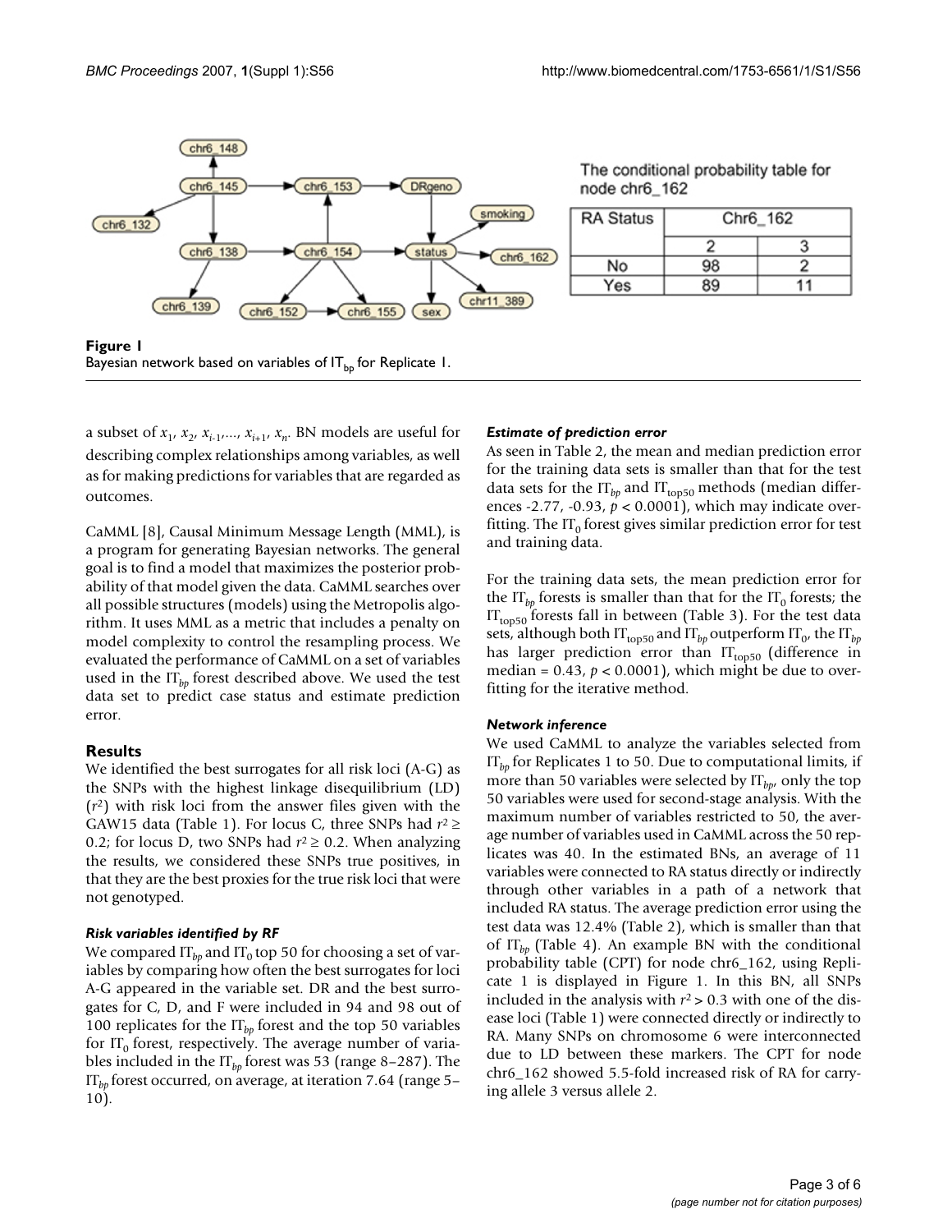The conditional probability table for node chr6_162

| RA Status | Chr6_162 | |
|---|---|---|
| | 2 | 3 |
| No | 98 | 2 |
| Yes | 89 | 11 |

**Figure 1**
Bayesian network based on variables of $IT_{bp}$ for Replicate 1.

a subset of $x_1, x_2, x_{i-1}, ..., x_{i+1}, x_n$. BN models are useful for describing complex relationships among variables, as well as for making predictions for variables that are regarded as outcomes.

CaMML [8], Causal Minimum Message Length (MML), is a program for generating Bayesian networks. The general goal is to find a model that maximizes the posterior probability of that model given the data. CaMML searches over all possible structures (models) using the Metropolis algorithm. It uses MML as a metric that includes a penalty on model complexity to control the resampling process. We evaluated the performance of CaMML on a set of variables used in the $IT_{bp}$ forest described above. We used the test data set to predict case status and estimate prediction error.

## Results

We identified the best surrogates for all risk loci (A-G) as the SNPs with the highest linkage disequilibrium (LD) ($r^2$) with risk loci from the answer files given with the GAW15 data (Table 1). For locus C, three SNPs had $r^2 \geq 0.2$; for locus D, two SNPs had $r^2 \geq 0.2$. When analyzing the results, we considered these SNPs true positives, in that they are the best proxies for the true risk loci that were not genotyped.

### *Risk variables identified by RF*

We compared $IT_{bp}$ and $IT_0$ top 50 for choosing a set of variables by comparing how often the best surrogates for loci A-G appeared in the variable set. DR and the best surrogates for C, D, and F were included in 94 and 98 out of 100 replicates for the $IT_{bp}$ forest and the top 50 variables for $IT_0$ forest, respectively. The average number of variables included in the $IT_{bp}$ forest was 53 (range 8–287). The $IT_{bp}$ forest occurred, on average, at iteration 7.64 (range 5–10).

### *Estimate of prediction error*

As seen in Table 2, the mean and median prediction error for the training data sets is smaller than that for the test data sets for the $IT_{bp}$ and $IT_{top50}$ methods (median differences -2.77, -0.93, $p < 0.0001$), which may indicate overfitting. The $IT_0$ forest gives similar prediction error for test and training data.

For the training data sets, the mean prediction error for the $IT_{bp}$ forests is smaller than that for the $IT_0$ forests; the $IT_{top50}$ forests fall in between (Table 3). For the test data sets, although both $IT_{top50}$ and $IT_{bp}$ outperform $IT_0$, the $IT_{bp}$ has larger prediction error than $IT_{top50}$ (difference in median = 0.43, $p < 0.0001$), which might be due to overfitting for the iterative method.

### *Network inference*

We used CaMML to analyze the variables selected from $IT_{bp}$ for Replicates 1 to 50. Due to computational limits, if more than 50 variables were selected by $IT_{bp}$, only the top 50 variables were used for second-stage analysis. With the maximum number of variables restricted to 50, the average number of variables used in CaMML across the 50 replicates was 40. In the estimated BNs, an average of 11 variables were connected to RA status directly or indirectly through other variables in a path of a network that included RA status. The average prediction error using the test data was 12.4% (Table 2), which is smaller than that of $IT_{bp}$ (Table 4). An example BN with the conditional probability table (CPT) for node chr6_162, using Replicate 1 is displayed in Figure 1. In this BN, all SNPs included in the analysis with $r^2 > 0.3$ with one of the disease loci (Table 1) were connected directly or indirectly to RA. Many SNPs on chromosome 6 were interconnected due to LD between these markers. The CPT for node chr6_162 showed 5.5-fold increased risk of RA for carrying allele 3 versus allele 2.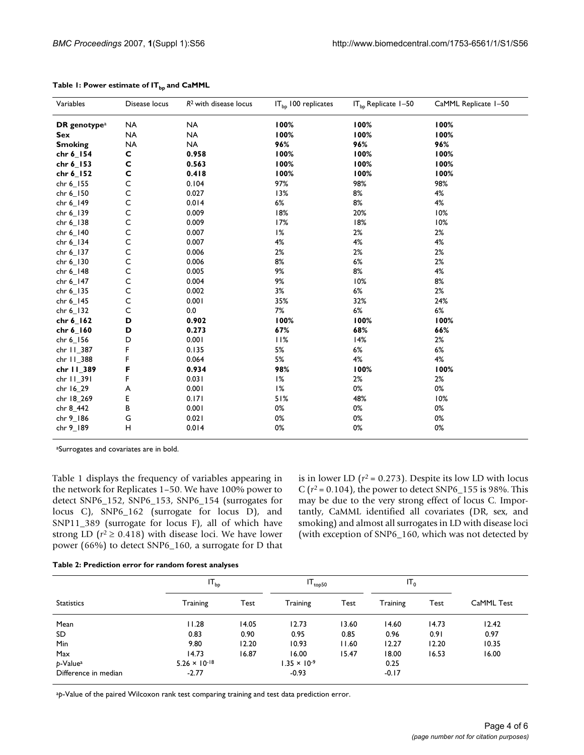**Table 1: Power estimate of $IT_{bp}$ and CaMML**

| Variables | Disease locus | $R^2$ with disease locus | $IT_{bp}$ 100 replicates | $IT_{bp}$ Replicate 1–50 | CaMML Replicate 1–50 |
|---|---|---|---|---|---|
| **DR genotype**[a] | NA | NA | **100%** | **100%** | **100%** |
| **Sex** | NA | NA | **100%** | **100%** | **100%** |
| **Smoking** | NA | NA | **96%** | **96%** | **96%** |
| **chr 6_154** | **C** | **0.958** | **100%** | **100%** | **100%** |
| **chr 6_153** | **C** | **0.563** | **100%** | **100%** | **100%** |
| **chr 6_152** | **C** | **0.418** | **100%** | **100%** | **100%** |
| chr 6_155 | C | 0.104 | 97% | 98% | 98% |
| chr 6_150 | C | 0.027 | 13% | 8% | 4% |
| chr 6_149 | C | 0.014 | 6% | 8% | 4% |
| chr 6_139 | C | 0.009 | 18% | 20% | 10% |
| chr 6_138 | C | 0.009 | 17% | 18% | 10% |
| chr 6_140 | C | 0.007 | 1% | 2% | 2% |
| chr 6_134 | C | 0.007 | 4% | 4% | 4% |
| chr 6_137 | C | 0.006 | 2% | 2% | 2% |
| chr 6_130 | C | 0.006 | 8% | 6% | 2% |
| chr 6_148 | C | 0.005 | 9% | 8% | 4% |
| chr 6_147 | C | 0.004 | 9% | 10% | 8% |
| chr 6_135 | C | 0.002 | 3% | 6% | 2% |
| chr 6_145 | C | 0.001 | 35% | 32% | 24% |
| chr 6_132 | C | 0.0 | 7% | 6% | 6% |
| **chr 6_162** | **D** | **0.902** | **100%** | **100%** | **100%** |
| **chr 6_160** | **D** | **0.273** | **67%** | **68%** | **66%** |
| chr 6_156 | D | 0.001 | 11% | 14% | 2% |
| chr 11_387 | F | 0.135 | 5% | 6% | 6% |
| chr 11_388 | F | 0.064 | 5% | 4% | 4% |
| **chr 11_389** | **F** | **0.934** | **98%** | **100%** | **100%** |
| chr 11_391 | F | 0.031 | 1% | 2% | 2% |
| chr 16_29 | A | 0.001 | 1% | 0% | 0% |
| chr 18_269 | E | 0.171 | 51% | 48% | 10% |
| chr 8_442 | B | 0.001 | 0% | 0% | 0% |
| chr 9_186 | G | 0.021 | 0% | 0% | 0% |
| chr 9_189 | H | 0.014 | 0% | 0% | 0% |

[a]Surrogates and covariates are in bold.

Table 1 displays the frequency of variables appearing in the network for Replicates 1–50. We have 100% power to detect SNP6_152, SNP6_153, SNP6_154 (surrogates for locus C), SNP6_162 (surrogate for locus D), and SNP11_389 (surrogate for locus F), all of which have strong LD ($r^2 \geq 0.418$) with disease loci. We have lower power (66%) to detect SNP6_160, a surrogate for D that is in lower LD ($r^2 = 0.273$). Despite its low LD with locus C ($r^2 = 0.104$), the power to detect SNP6_155 is 98%. This may be due to the very strong effect of locus C. Importantly, CaMML identified all covariates (DR, sex, and smoking) and almost all surrogates in LD with disease loci (with exception of SNP6_160, which was not detected by

**Table 2: Prediction error for random forest analyses**

| | $IT_{bp}$ | | $IT_{top50}$ | | $IT_0$ | | |
|---|---|---|---|---|---|---|---|
| Statistics | Training | Test | Training | Test | Training | Test | CaMML Test |
| Mean | 11.28 | 14.05 | 12.73 | 13.60 | 14.60 | 14.73 | 12.42 |
| SD | 0.83 | 0.90 | 0.95 | 0.85 | 0.96 | 0.91 | 0.97 |
| Min | 9.80 | 12.20 | 10.93 | 11.60 | 12.27 | 12.20 | 10.35 |
| Max | 14.73 | 16.87 | 16.00 | 15.47 | 18.00 | 16.53 | 16.00 |
| *p*-Value[a] | $5.26 \times 10^{-18}$ | | $1.35 \times 10^{-9}$ | | 0.25 | | |
| Difference in median | -2.77 | | -0.93 | | -0.17 | | |

[a]*p*-Value of the paired Wilcoxon rank test comparing training and test data prediction error.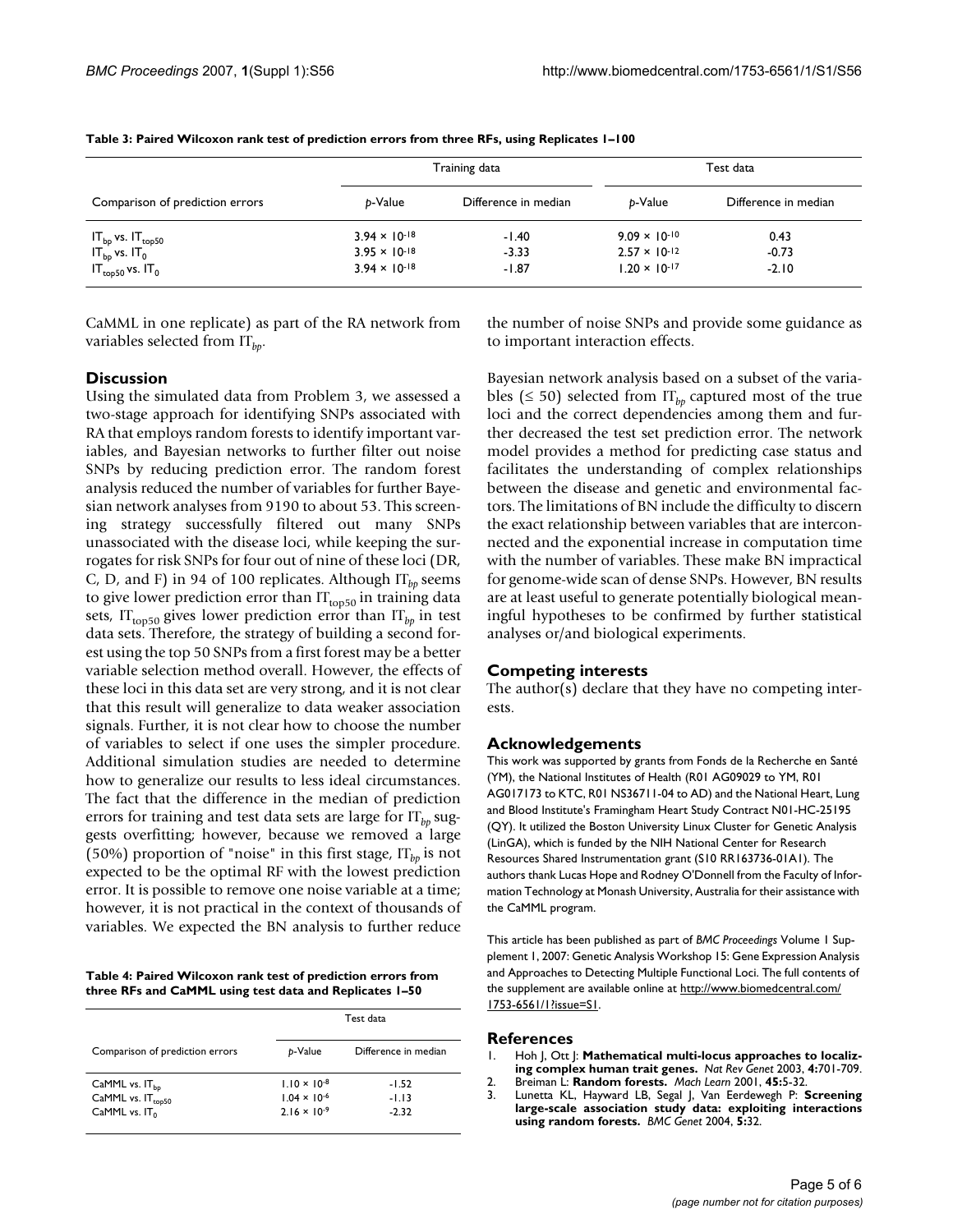**Table 3: Paired Wilcoxon rank test of prediction errors from three RFs, using Replicates 1–100**

| Comparison of prediction errors | Training data | | Test data | |
|---|---|---|---|---|
| | *p*-Value | Difference in median | *p*-Value | Difference in median |
| $IT_{bp}$ vs. $IT_{top50}$ | $3.94 \times 10^{-18}$ | -1.40 | $9.09 \times 10^{-10}$ | 0.43 |
| $IT_{bp}$ vs. $IT_0$ | $3.95 \times 10^{-18}$ | -3.33 | $2.57 \times 10^{-12}$ | -0.73 |
| $IT_{top50}$ vs. $IT_0$ | $3.94 \times 10^{-18}$ | -1.87 | $1.20 \times 10^{-17}$ | -2.10 |

CaMML in one replicate) as part of the RA network from variables selected from $IT_{bp}$.

## Discussion

Using the simulated data from Problem 3, we assessed a two-stage approach for identifying SNPs associated with RA that employs random forests to identify important variables, and Bayesian networks to further filter out noise SNPs by reducing prediction error. The random forest analysis reduced the number of variables for further Bayesian network analyses from 9190 to about 53. This screening strategy successfully filtered out many SNPs unassociated with the disease loci, while keeping the surrogates for risk SNPs for four out of nine of these loci (DR, C, D, and F) in 94 of 100 replicates. Although $IT_{bp}$ seems to give lower prediction error than $IT_{top50}$ in training data sets, $IT_{top50}$ gives lower prediction error than $IT_{bp}$ in test data sets. Therefore, the strategy of building a second forest using the top 50 SNPs from a first forest may be a better variable selection method overall. However, the effects of these loci in this data set are very strong, and it is not clear that this result will generalize to data weaker association signals. Further, it is not clear how to choose the number of variables to select if one uses the simpler procedure. Additional simulation studies are needed to determine how to generalize our results to less ideal circumstances. The fact that the difference in the median of prediction errors for training and test data sets are large for $IT_{bp}$ suggests overfitting; however, because we removed a large (50%) proportion of "noise" in this first stage, $IT_{bp}$ is not expected to be the optimal RF with the lowest prediction error. It is possible to remove one noise variable at a time; however, it is not practical in the context of thousands of variables. We expected the BN analysis to further reduce the number of noise SNPs and provide some guidance as to important interaction effects.

**Table 4: Paired Wilcoxon rank test of prediction errors from three RFs and CaMML using test data and Replicates 1–50**

| Comparison of prediction errors | Test data | |
|---|---|---|
| | *p*-Value | Difference in median |
| CaMML vs. $IT_{bp}$ | $1.10 \times 10^{-8}$ | -1.52 |
| CaMML vs. $IT_{top50}$ | $1.04 \times 10^{-6}$ | -1.13 |
| CaMML vs. $IT_0$ | $2.16 \times 10^{-9}$ | -2.32 |

Bayesian network analysis based on a subset of the variables ($\leq 50$) selected from $IT_{bp}$ captured most of the true loci and the correct dependencies among them and further decreased the test set prediction error. The network model provides a method for predicting case status and facilitates the understanding of complex relationships between the disease and genetic and environmental factors. The limitations of BN include the difficulty to discern the exact relationship between variables that are interconnected and the exponential increase in computation time with the number of variables. These make BN impractical for genome-wide scan of dense SNPs. However, BN results are at least useful to generate potentially biological meaningful hypotheses to be confirmed by further statistical analyses or/and biological experiments.

## Competing interests

The author(s) declare that they have no competing interests.

## Acknowledgements

This work was supported by grants from Fonds de la Recherche en Santé (YM), the National Institutes of Health (R01 AG09029 to YM, R01 AG017173 to KTC, R01 NS36711-04 to AD) and the National Heart, Lung and Blood Institute's Framingham Heart Study Contract N01-HC-25195 (QY). It utilized the Boston University Linux Cluster for Genetic Analysis (LinGA), which is funded by the NIH National Center for Research Resources Shared Instrumentation grant (S10 RR163736-01A1). The authors thank Lucas Hope and Rodney O'Donnell from the Faculty of Information Technology at Monash University, Australia for their assistance with the CaMML program.

This article has been published as part of *BMC Proceedings* Volume 1 Supplement 1, 2007: Genetic Analysis Workshop 15: Gene Expression Analysis and Approaches to Detecting Multiple Functional Loci. The full contents of the supplement are available online at http://www.biomedcentral.com/1753-6561/1?issue=S1.

## References

1. Hoh J, Ott J: **Mathematical multi-locus approaches to localizing complex human trait genes.** *Nat Rev Genet* 2003, **4:**701-709.
2. Breiman L: **Random forests.** *Mach Learn* 2001, **45:**5-32.
3. Lunetta KL, Hayward LB, Segal J, Van Eerdewegh P: **Screening large-scale association study data: exploiting interactions using random forests.** *BMC Genet* 2004, **5:**32.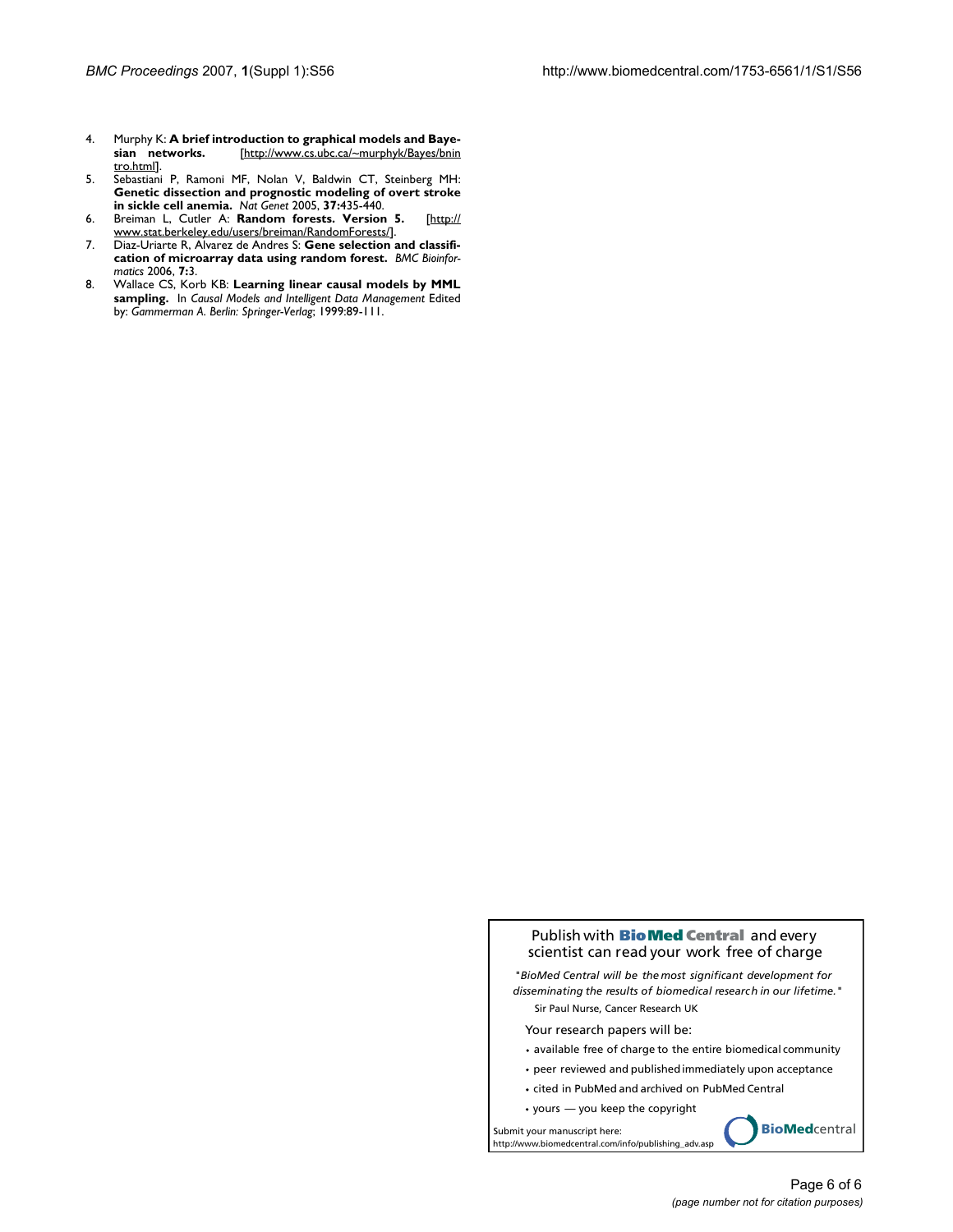4. Murphy K: **A brief introduction to graphical models and Bayesian networks.** [http://www.cs.ubc.ca/~murphyk/Bayes/bnintro.html].
5. Sebastiani P, Ramoni MF, Nolan V, Baldwin CT, Steinberg MH: **Genetic dissection and prognostic modeling of overt stroke in sickle cell anemia.** *Nat Genet* 2005, **37:**435-440.
6. Breiman L, Cutler A: **Random forests. Version 5.** [http://www.stat.berkeley.edu/users/breiman/RandomForests/].
7. Diaz-Uriarte R, Alvarez de Andres S: **Gene selection and classification of microarray data using random forest.** *BMC Bioinformatics* 2006, **7:**3.
8. Wallace CS, Korb KB: **Learning linear causal models by MML sampling.** In *Causal Models and Intelligent Data Management* Edited by: *Gammerman A. Berlin: Springer-Verlag*; 1999:89-111.

Publish with **BioMed Central** and every scientist can read your work free of charge

*"BioMed Central will be the most significant development for disseminating the results of biomedical research in our lifetime."*

Sir Paul Nurse, Cancer Research UK

Your research papers will be:

- available free of charge to the entire biomedical community
- peer reviewed and published immediately upon acceptance
- cited in PubMed and archived on PubMed Central
- yours — you keep the copyright

Submit your manuscript here:
http://www.biomedcentral.com/info/publishing_adv.asp

**BioMed**central